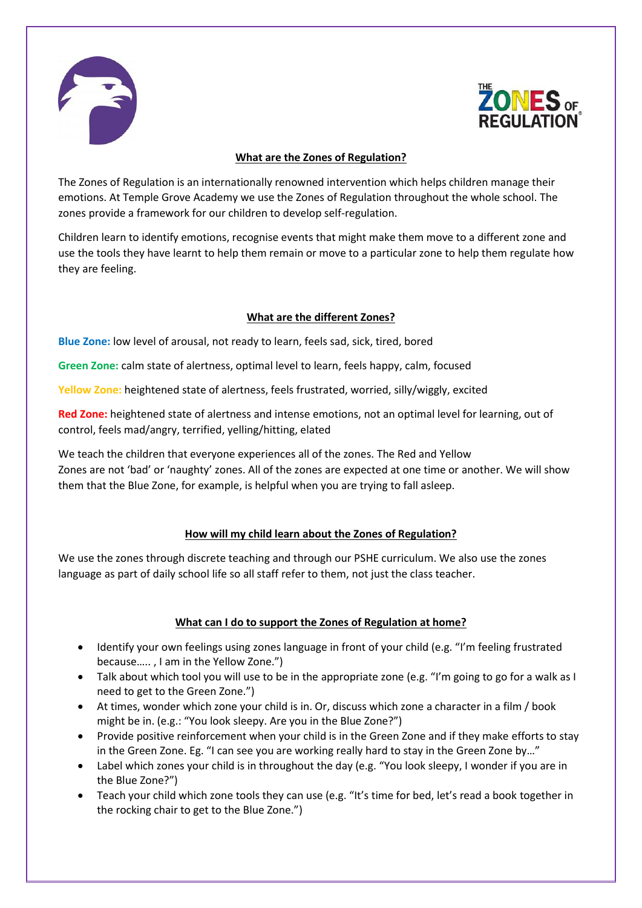## What are the Zones of Regulation?

The Zones of Regulation is an internationally renowned intervention which helps children manage their emotions. At Temple Grove Academy we use the Zones of Regulation throughout the whole school. The zones provide a framework for our children to develop self-regulation.

Children learn to identify emotions, recognise events that might make them move to a different zone and use the tools they have learnt to help them remain or move to a particular zone to help them regulate how they are feeling.

## What are the different Zones?

**Blue Zone:** low level of arousal, not ready to learn, feels sad, sick, tired, bored

**Green Zone:** calm state of alertness, optimal level to learn, feels happy, calm, focused

**Yellow Zone:** heightened state of alertness, feels frustrated, worried, silly/wiggly, excited

**Red Zone:** heightened state of alertness and intense emotions, not an optimal level for learning, out of control, feels mad/angry, terrified, yelling/hitting, elated

We teach the children that everyone experiences all of the zones. The Red and Yellow Zones are not 'bad' or 'naughty' zones. All of the zones are expected at one time or another. We will show them that the Blue Zone, for example, is helpful when you are trying to fall asleep.

## How will my child learn about the Zones of Regulation?

We use the zones through discrete teaching and through our PSHE curriculum. We also use the zones language as part of daily school life so all staff refer to them, not just the class teacher.

## What can I do to support the Zones of Regulation at home?

- Identify your own feelings using zones language in front of your child (e.g. "I'm feeling frustrated because….. , I am in the Yellow Zone.")
- Talk about which tool you will use to be in the appropriate zone (e.g. "I'm going to go for a walk as I need to get to the Green Zone.")
- At times, wonder which zone your child is in. Or, discuss which zone a character in a film / book might be in. (e.g.: "You look sleepy. Are you in the Blue Zone?")
- Provide positive reinforcement when your child is in the Green Zone and if they make efforts to stay in the Green Zone. Eg. "I can see you are working really hard to stay in the Green Zone by…"
- Label which zones your child is in throughout the day (e.g. "You look sleepy, I wonder if you are in the Blue Zone?")
- Teach your child which zone tools they can use (e.g. "It's time for bed, let's read a book together in the rocking chair to get to the Blue Zone.")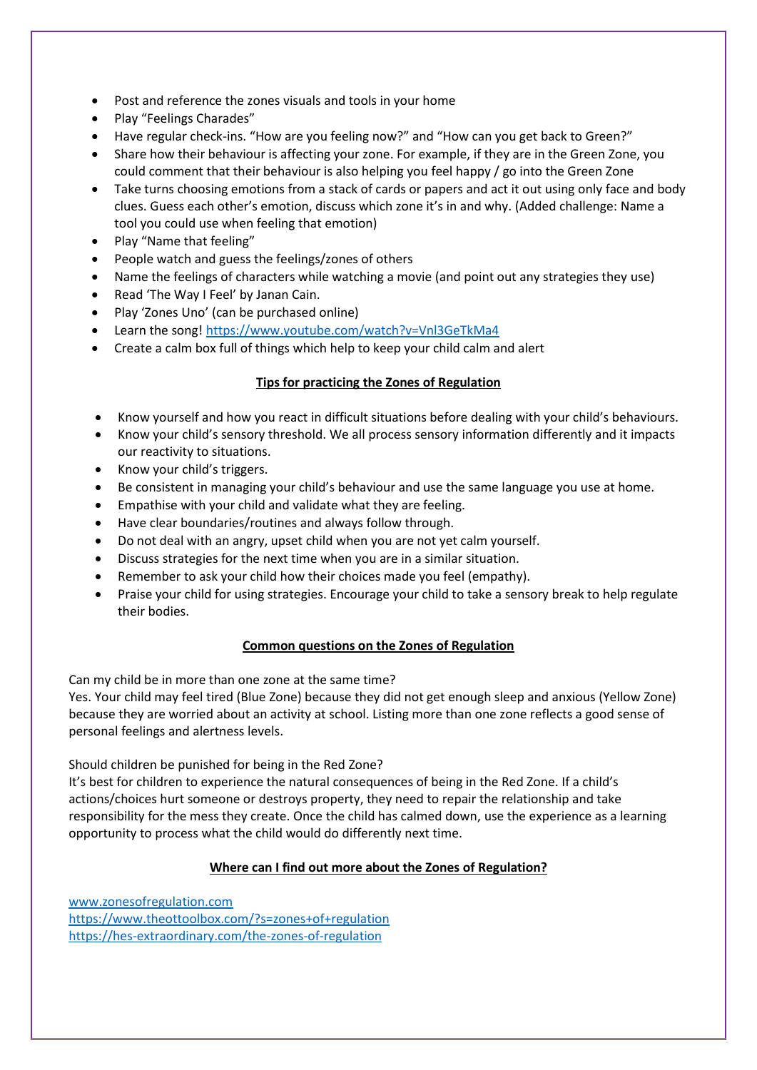- Post and reference the zones visuals and tools in your home
- Play "Feelings Charades"
- Have regular check-ins. "How are you feeling now?" and "How can you get back to Green?"
- Share how their behaviour is affecting your zone. For example, if they are in the Green Zone, you could comment that their behaviour is also helping you feel happy / go into the Green Zone
- Take turns choosing emotions from a stack of cards or papers and act it out using only face and body clues. Guess each other's emotion, discuss which zone it's in and why. (Added challenge: Name a tool you could use when feeling that emotion)
- Play "Name that feeling"
- People watch and guess the feelings/zones of others
- Name the feelings of characters while watching a movie (and point out any strategies they use)
- Read 'The Way I Feel' by Janan Cain.
- Play 'Zones Uno' (can be purchased online)
- Learn the song! https://www.youtube.com/watch?v=Vnl3GeTkMa4
- Create a calm box full of things which help to keep your child calm and alert

## Tips for practicing the Zones of Regulation

- Know yourself and how you react in difficult situations before dealing with your child's behaviours.
- Know your child's sensory threshold. We all process sensory information differently and it impacts our reactivity to situations.
- Know your child's triggers.
- Be consistent in managing your child's behaviour and use the same language you use at home.
- Empathise with your child and validate what they are feeling.
- Have clear boundaries/routines and always follow through.
- Do not deal with an angry, upset child when you are not yet calm yourself.
- Discuss strategies for the next time when you are in a similar situation.
- Remember to ask your child how their choices made you feel (empathy).
- Praise your child for using strategies. Encourage your child to take a sensory break to help regulate their bodies.

## Common questions on the Zones of Regulation

Can my child be in more than one zone at the same time?
Yes. Your child may feel tired (Blue Zone) because they did not get enough sleep and anxious (Yellow Zone) because they are worried about an activity at school. Listing more than one zone reflects a good sense of personal feelings and alertness levels.

Should children be punished for being in the Red Zone?
It's best for children to experience the natural consequences of being in the Red Zone. If a child's actions/choices hurt someone or destroys property, they need to repair the relationship and take responsibility for the mess they create. Once the child has calmed down, use the experience as a learning opportunity to process what the child would do differently next time.

## Where can I find out more about the Zones of Regulation?

www.zonesofregulation.com
https://www.theottoolbox.com/?s=zones+of+regulation
https://hes-extraordinary.com/the-zones-of-regulation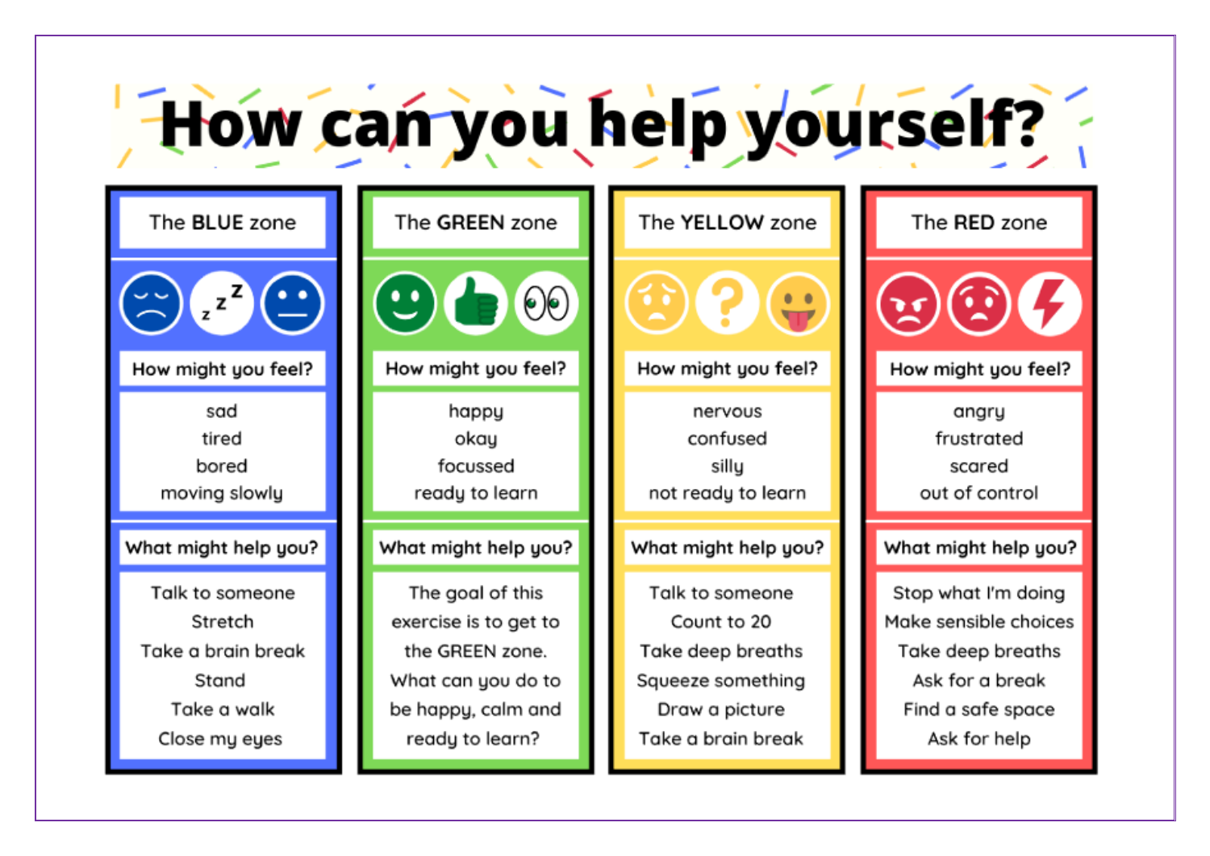# How can you help yourself?

## The BLUE zone

**How might you feel?**

sad
tired
bored
moving slowly

**What might help you?**

Talk to someone
Stretch
Take a brain break
Stand
Take a walk
Close my eyes

## The GREEN zone

**How might you feel?**

happy
okay
focussed
ready to learn

**What might help you?**

The goal of this exercise is to get to the GREEN zone. What can you do to be happy, calm and ready to learn?

## The YELLOW zone

**How might you feel?**

nervous
confused
silly
not ready to learn

**What might help you?**

Talk to someone
Count to 20
Take deep breaths
Squeeze something
Draw a picture
Take a brain break

## The RED zone

**How might you feel?**

angry
frustrated
scared
out of control

**What might help you?**

Stop what I'm doing
Make sensible choices
Take deep breaths
Ask for a break
Find a safe space
Ask for help